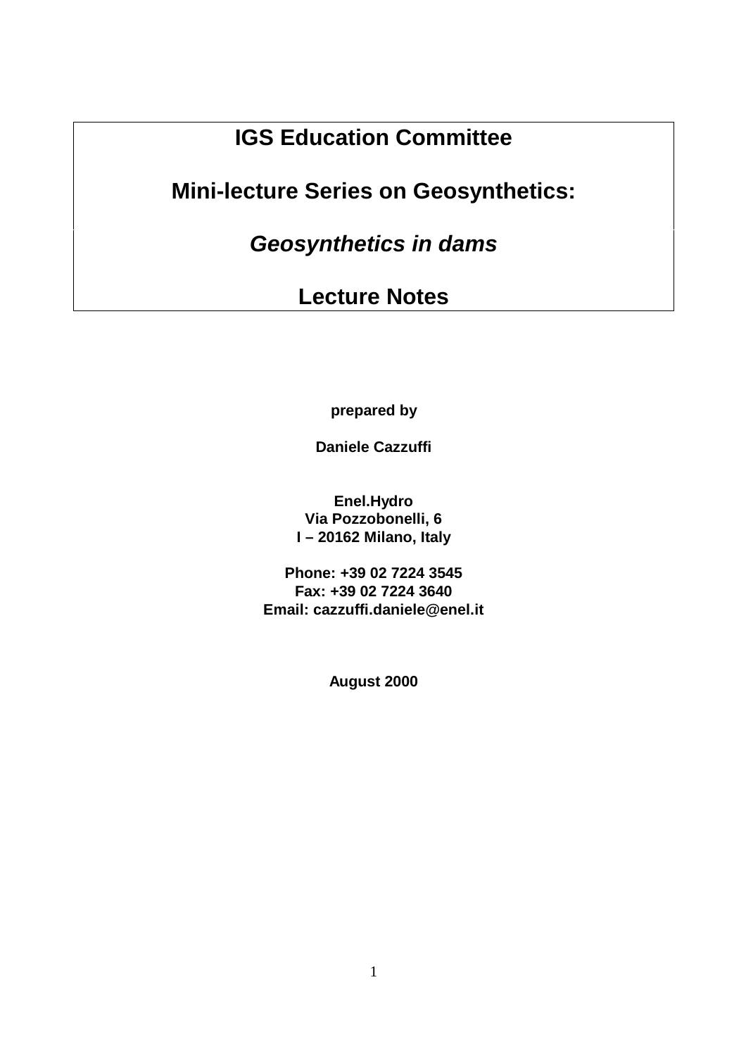# IGS Education Committee

# Mini-lecture Series on Geosynthetics:

# *Geosynthetics in dams*

# Lecture Notes

**prepared by**

**Daniele Cazzuffi**

**Enel.Hydro**
**Via Pozzobonelli, 6**
**I – 20162 Milano, Italy**

**Phone: +39 02 7224 3545**
**Fax: +39 02 7224 3640**
**Email: cazzuffi.daniele@enel.it**

**August 2000**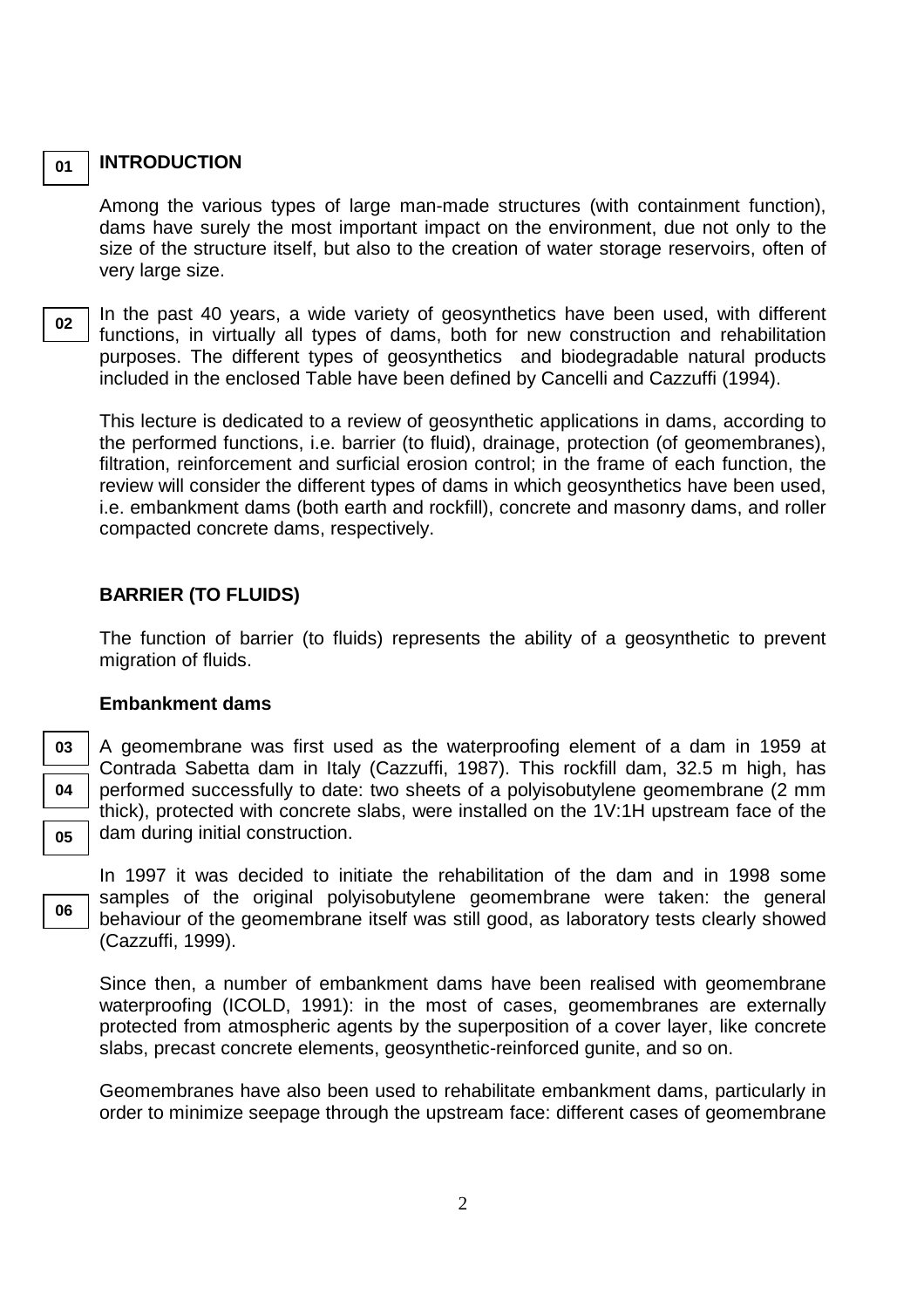## INTRODUCTION

Among the various types of large man-made structures (with containment function), dams have surely the most important impact on the environment, due not only to the size of the structure itself, but also to the creation of water storage reservoirs, often of very large size.

In the past 40 years, a wide variety of geosynthetics have been used, with different functions, in virtually all types of dams, both for new construction and rehabilitation purposes. The different types of geosynthetics and biodegradable natural products included in the enclosed Table have been defined by Cancelli and Cazzuffi (1994).

This lecture is dedicated to a review of geosynthetic applications in dams, according to the performed functions, i.e. barrier (to fluid), drainage, protection (of geomembranes), filtration, reinforcement and surficial erosion control; in the frame of each function, the review will consider the different types of dams in which geosynthetics have been used, i.e. embankment dams (both earth and rockfill), concrete and masonry dams, and roller compacted concrete dams, respectively.

## BARRIER (TO FLUIDS)

The function of barrier (to fluids) represents the ability of a geosynthetic to prevent migration of fluids.

### Embankment dams

A geomembrane was first used as the waterproofing element of a dam in 1959 at Contrada Sabetta dam in Italy (Cazzuffi, 1987). This rockfill dam, 32.5 m high, has performed successfully to date: two sheets of a polyisobutylene geomembrane (2 mm thick), protected with concrete slabs, were installed on the 1V:1H upstream face of the dam during initial construction.

In 1997 it was decided to initiate the rehabilitation of the dam and in 1998 some samples of the original polyisobutylene geomembrane were taken: the general behaviour of the geomembrane itself was still good, as laboratory tests clearly showed (Cazzuffi, 1999).

Since then, a number of embankment dams have been realised with geomembrane waterproofing (ICOLD, 1991): in the most of cases, geomembranes are externally protected from atmospheric agents by the superposition of a cover layer, like concrete slabs, precast concrete elements, geosynthetic-reinforced gunite, and so on.

Geomembranes have also been used to rehabilitate embankment dams, particularly in order to minimize seepage through the upstream face: different cases of geomembrane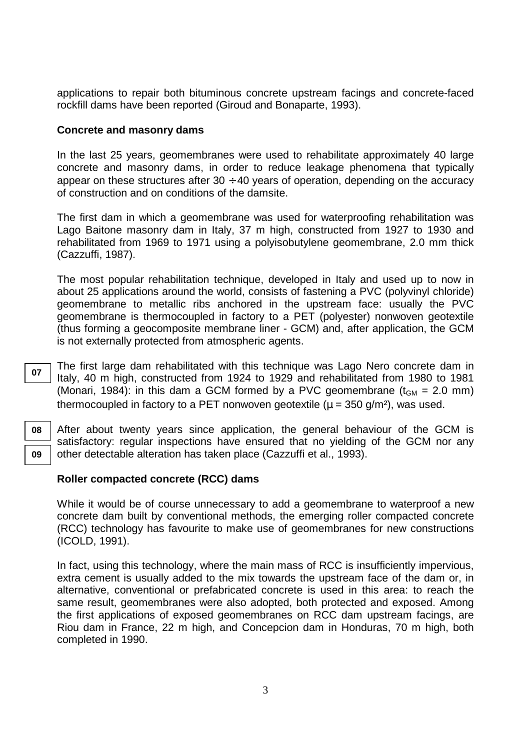applications to repair both bituminous concrete upstream facings and concrete-faced rockfill dams have been reported (Giroud and Bonaparte, 1993).

**Concrete and masonry dams**

In the last 25 years, geomembranes were used to rehabilitate approximately 40 large concrete and masonry dams, in order to reduce leakage phenomena that typically appear on these structures after 30 ÷ 40 years of operation, depending on the accuracy of construction and on conditions of the damsite.

The first dam in which a geomembrane was used for waterproofing rehabilitation was Lago Baitone masonry dam in Italy, 37 m high, constructed from 1927 to 1930 and rehabilitated from 1969 to 1971 using a polyisobutylene geomembrane, 2.0 mm thick (Cazzuffi, 1987).

The most popular rehabilitation technique, developed in Italy and used up to now in about 25 applications around the world, consists of fastening a PVC (polyvinyl chloride) geomembrane to metallic ribs anchored in the upstream face: usually the PVC geomembrane is thermocoupled in factory to a PET (polyester) nonwoven geotextile (thus forming a geocomposite membrane liner - GCM) and, after application, the GCM is not externally protected from atmospheric agents.

The first large dam rehabilitated with this technique was Lago Nero concrete dam in Italy, 40 m high, constructed from 1924 to 1929 and rehabilitated from 1980 to 1981 (Monari, 1984): in this dam a GCM formed by a PVC geomembrane ($t_{GM}$ = 2.0 mm) thermocoupled in factory to a PET nonwoven geotextile ($\mu$ = 350 g/m²), was used.

After about twenty years since application, the general behaviour of the GCM is satisfactory: regular inspections have ensured that no yielding of the GCM nor any other detectable alteration has taken place (Cazzuffi et al., 1993).

**Roller compacted concrete (RCC) dams**

While it would be of course unnecessary to add a geomembrane to waterproof a new concrete dam built by conventional methods, the emerging roller compacted concrete (RCC) technology has favourite to make use of geomembranes for new constructions (ICOLD, 1991).

In fact, using this technology, where the main mass of RCC is insufficiently impervious, extra cement is usually added to the mix towards the upstream face of the dam or, in alternative, conventional or prefabricated concrete is used in this area: to reach the same result, geomembranes were also adopted, both protected and exposed. Among the first applications of exposed geomembranes on RCC dam upstream facings, are Riou dam in France, 22 m high, and Concepcion dam in Honduras, 70 m high, both completed in 1990.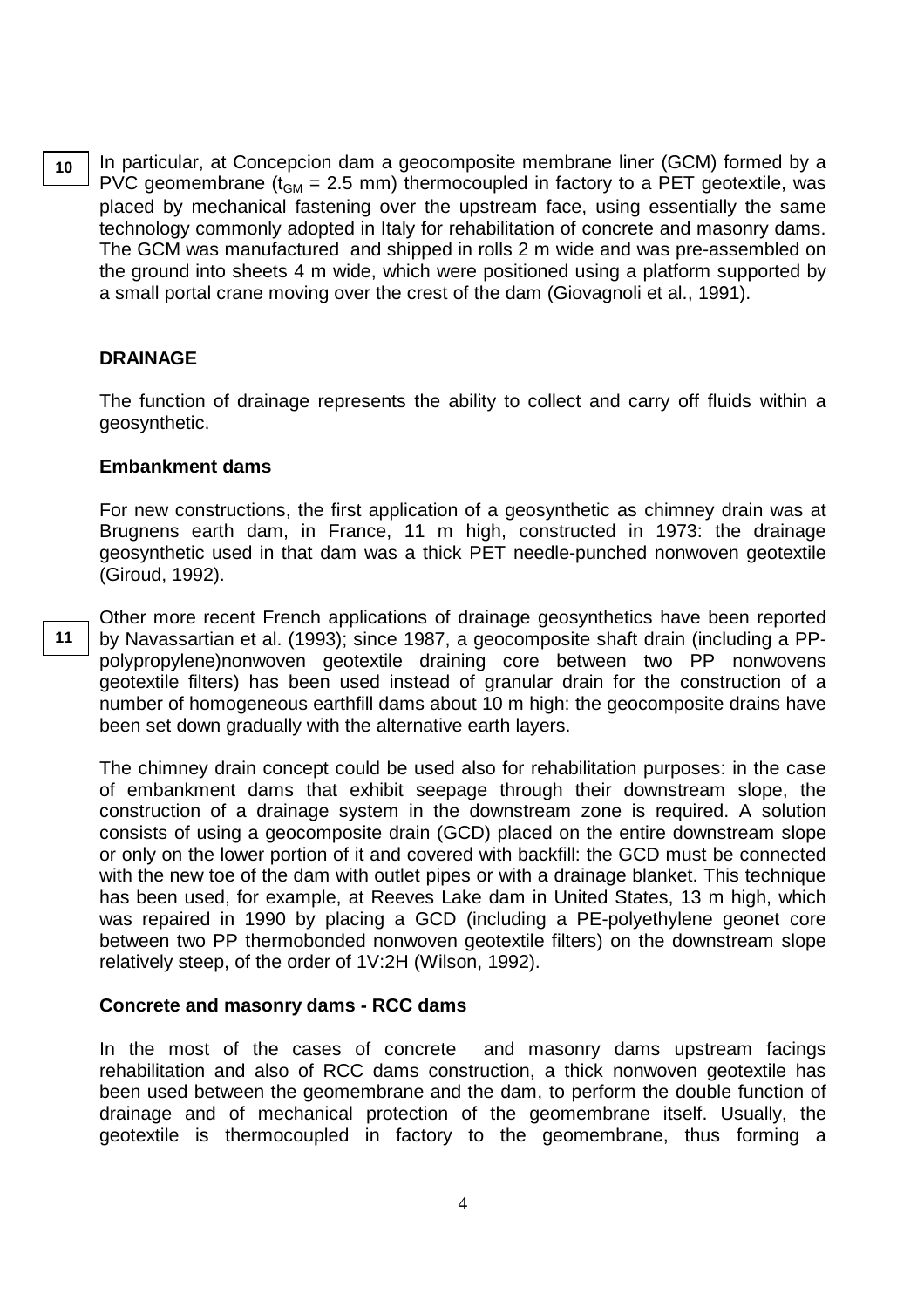10

In particular, at Concepcion dam a geocomposite membrane liner (GCM) formed by a PVC geomembrane ($t_{GM}$ = 2.5 mm) thermocoupled in factory to a PET geotextile, was placed by mechanical fastening over the upstream face, using essentially the same technology commonly adopted in Italy for rehabilitation of concrete and masonry dams. The GCM was manufactured and shipped in rolls 2 m wide and was pre-assembled on the ground into sheets 4 m wide, which were positioned using a platform supported by a small portal crane moving over the crest of the dam (Giovagnoli et al., 1991).

## DRAINAGE

The function of drainage represents the ability to collect and carry off fluids within a geosynthetic.

### Embankment dams

For new constructions, the first application of a geosynthetic as chimney drain was at Brugnens earth dam, in France, 11 m high, constructed in 1973: the drainage geosynthetic used in that dam was a thick PET needle-punched nonwoven geotextile (Giroud, 1992).

11

Other more recent French applications of drainage geosynthetics have been reported by Navassartian et al. (1993); since 1987, a geocomposite shaft drain (including a PP-polypropylene)nonwoven geotextile draining core between two PP nonwovens geotextile filters) has been used instead of granular drain for the construction of a number of homogeneous earthfill dams about 10 m high: the geocomposite drains have been set down gradually with the alternative earth layers.

The chimney drain concept could be used also for rehabilitation purposes: in the case of embankment dams that exhibit seepage through their downstream slope, the construction of a drainage system in the downstream zone is required. A solution consists of using a geocomposite drain (GCD) placed on the entire downstream slope or only on the lower portion of it and covered with backfill: the GCD must be connected with the new toe of the dam with outlet pipes or with a drainage blanket. This technique has been used, for example, at Reeves Lake dam in United States, 13 m high, which was repaired in 1990 by placing a GCD (including a PE-polyethylene geonet core between two PP thermobonded nonwoven geotextile filters) on the downstream slope relatively steep, of the order of 1V:2H (Wilson, 1992).

### Concrete and masonry dams - RCC dams

In the most of the cases of concrete and masonry dams upstream facings rehabilitation and also of RCC dams construction, a thick nonwoven geotextile has been used between the geomembrane and the dam, to perform the double function of drainage and of mechanical protection of the geomembrane itself. Usually, the geotextile is thermocoupled in factory to the geomembrane, thus forming a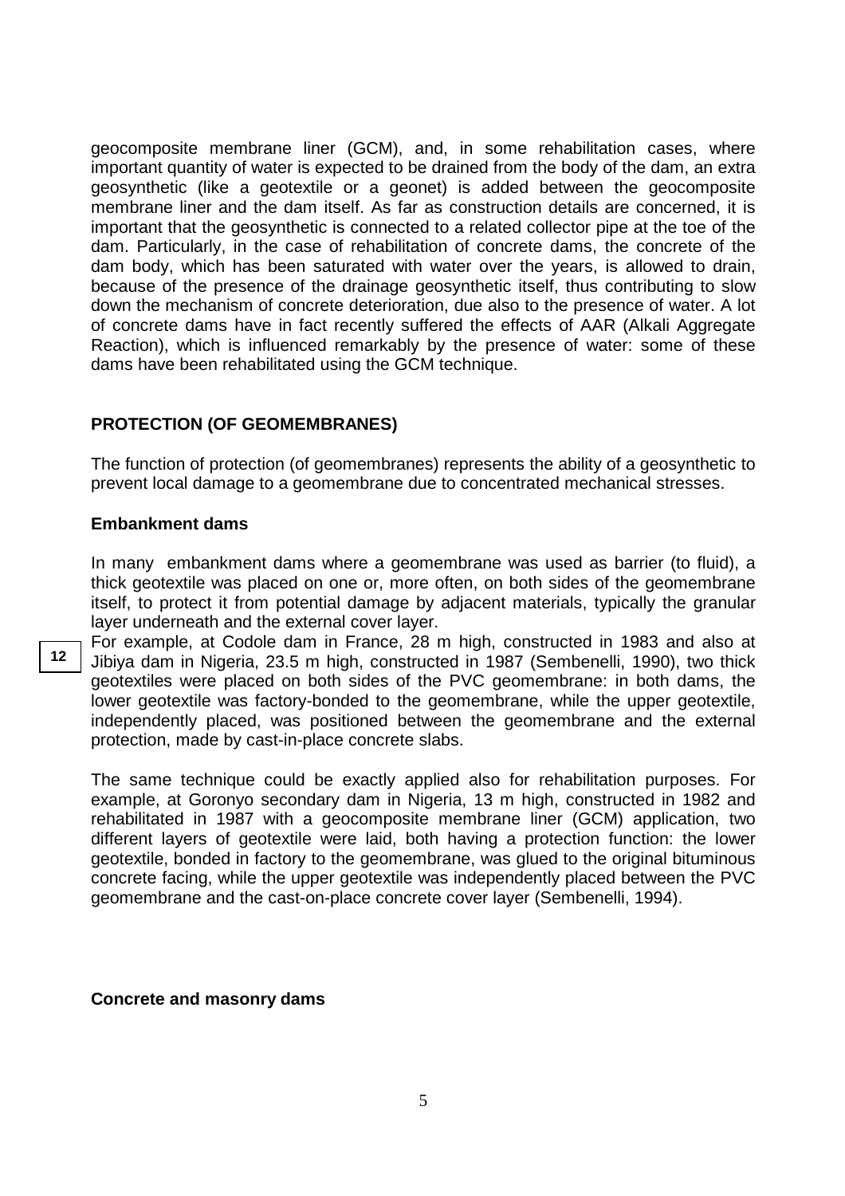geocomposite membrane liner (GCM), and, in some rehabilitation cases, where important quantity of water is expected to be drained from the body of the dam, an extra geosynthetic (like a geotextile or a geonet) is added between the geocomposite membrane liner and the dam itself. As far as construction details are concerned, it is important that the geosynthetic is connected to a related collector pipe at the toe of the dam. Particularly, in the case of rehabilitation of concrete dams, the concrete of the dam body, which has been saturated with water over the years, is allowed to drain, because of the presence of the drainage geosynthetic itself, thus contributing to slow down the mechanism of concrete deterioration, due also to the presence of water. A lot of concrete dams have in fact recently suffered the effects of AAR (Alkali Aggregate Reaction), which is influenced remarkably by the presence of water: some of these dams have been rehabilitated using the GCM technique.

## PROTECTION (OF GEOMEMBRANES)

The function of protection (of geomembranes) represents the ability of a geosynthetic to prevent local damage to a geomembrane due to concentrated mechanical stresses.

### Embankment dams

In many embankment dams where a geomembrane was used as barrier (to fluid), a thick geotextile was placed on one or, more often, on both sides of the geomembrane itself, to protect it from potential damage by adjacent materials, typically the granular layer underneath and the external cover layer.

For example, at Codole dam in France, 28 m high, constructed in 1983 and also at Jibiya dam in Nigeria, 23.5 m high, constructed in 1987 (Sembenelli, 1990), two thick geotextiles were placed on both sides of the PVC geomembrane: in both dams, the lower geotextile was factory-bonded to the geomembrane, while the upper geotextile, independently placed, was positioned between the geomembrane and the external protection, made by cast-in-place concrete slabs.

The same technique could be exactly applied also for rehabilitation purposes. For example, at Goronyo secondary dam in Nigeria, 13 m high, constructed in 1982 and rehabilitated in 1987 with a geocomposite membrane liner (GCM) application, two different layers of geotextile were laid, both having a protection function: the lower geotextile, bonded in factory to the geomembrane, was glued to the original bituminous concrete facing, while the upper geotextile was independently placed between the PVC geomembrane and the cast-on-place concrete cover layer (Sembenelli, 1994).

### Concrete and masonry dams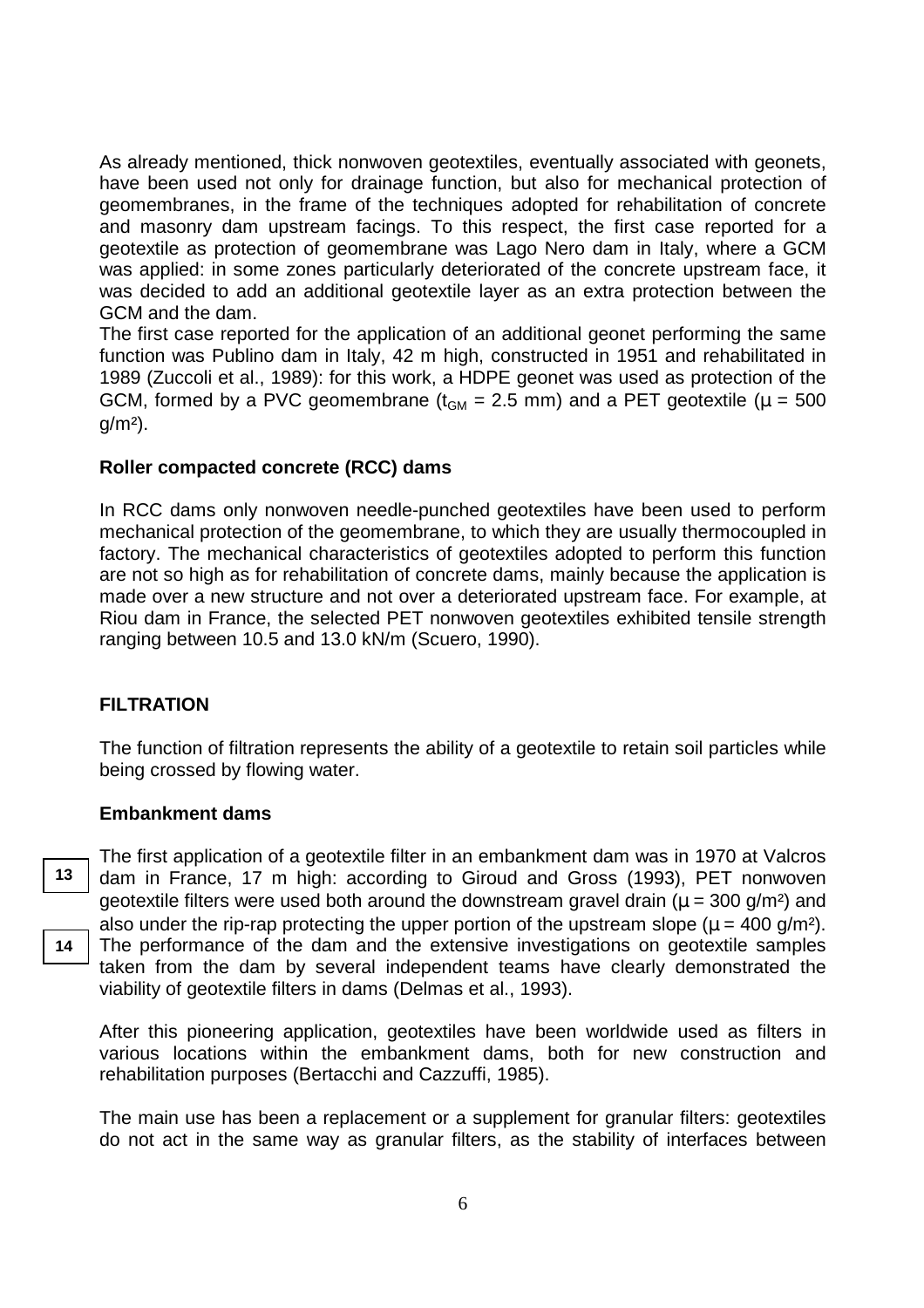As already mentioned, thick nonwoven geotextiles, eventually associated with geonets, have been used not only for drainage function, but also for mechanical protection of geomembranes, in the frame of the techniques adopted for rehabilitation of concrete and masonry dam upstream facings. To this respect, the first case reported for a geotextile as protection of geomembrane was Lago Nero dam in Italy, where a GCM was applied: in some zones particularly deteriorated of the concrete upstream face, it was decided to add an additional geotextile layer as an extra protection between the GCM and the dam.

The first case reported for the application of an additional geonet performing the same function was Publino dam in Italy, 42 m high, constructed in 1951 and rehabilitated in 1989 (Zuccoli et al., 1989): for this work, a HDPE geonet was used as protection of the GCM, formed by a PVC geomembrane ($t_{GM}$ = 2.5 mm) and a PET geotextile ($\mu$ = 500 g/m²).

**Roller compacted concrete (RCC) dams**

In RCC dams only nonwoven needle-punched geotextiles have been used to perform mechanical protection of the geomembrane, to which they are usually thermocoupled in factory. The mechanical characteristics of geotextiles adopted to perform this function are not so high as for rehabilitation of concrete dams, mainly because the application is made over a new structure and not over a deteriorated upstream face. For example, at Riou dam in France, the selected PET nonwoven geotextiles exhibited tensile strength ranging between 10.5 and 13.0 kN/m (Scuero, 1990).

## FILTRATION

The function of filtration represents the ability of a geotextile to retain soil particles while being crossed by flowing water.

**Embankment dams**

13

14

The first application of a geotextile filter in an embankment dam was in 1970 at Valcros dam in France, 17 m high: according to Giroud and Gross (1993), PET nonwoven geotextile filters were used both around the downstream gravel drain ($\mu$ = 300 g/m²) and also under the rip-rap protecting the upper portion of the upstream slope ($\mu$ = 400 g/m²). The performance of the dam and the extensive investigations on geotextile samples taken from the dam by several independent teams have clearly demonstrated the viability of geotextile filters in dams (Delmas et al., 1993).

After this pioneering application, geotextiles have been worldwide used as filters in various locations within the embankment dams, both for new construction and rehabilitation purposes (Bertacchi and Cazzuffi, 1985).

The main use has been a replacement or a supplement for granular filters: geotextiles do not act in the same way as granular filters, as the stability of interfaces between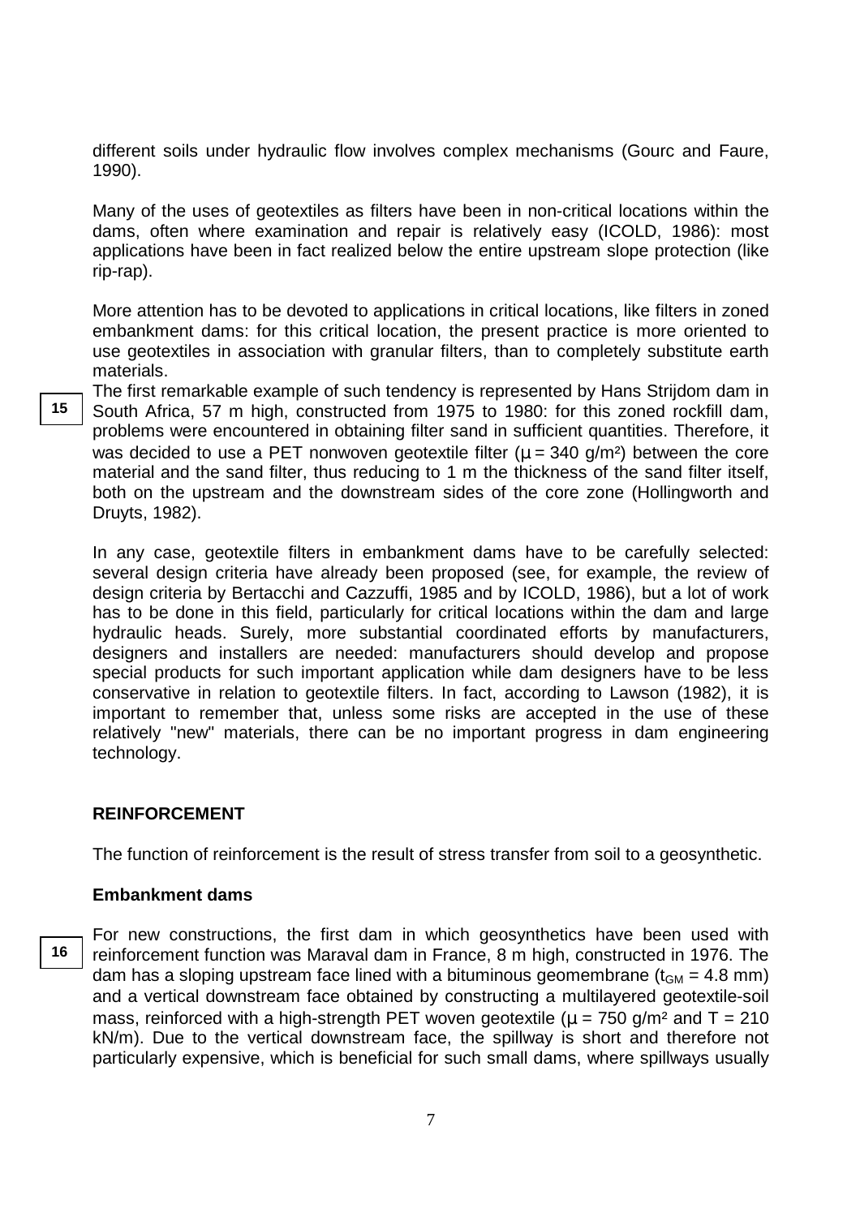different soils under hydraulic flow involves complex mechanisms (Gourc and Faure, 1990).

Many of the uses of geotextiles as filters have been in non-critical locations within the dams, often where examination and repair is relatively easy (ICOLD, 1986): most applications have been in fact realized below the entire upstream slope protection (like rip-rap).

More attention has to be devoted to applications in critical locations, like filters in zoned embankment dams: for this critical location, the present practice is more oriented to use geotextiles in association with granular filters, than to completely substitute earth materials.

15

The first remarkable example of such tendency is represented by Hans Strijdom dam in South Africa, 57 m high, constructed from 1975 to 1980: for this zoned rockfill dam, problems were encountered in obtaining filter sand in sufficient quantities. Therefore, it was decided to use a PET nonwoven geotextile filter ($\mu = 340$ g/m²) between the core material and the sand filter, thus reducing to 1 m the thickness of the sand filter itself, both on the upstream and the downstream sides of the core zone (Hollingworth and Druyts, 1982).

In any case, geotextile filters in embankment dams have to be carefully selected: several design criteria have already been proposed (see, for example, the review of design criteria by Bertacchi and Cazzuffi, 1985 and by ICOLD, 1986), but a lot of work has to be done in this field, particularly for critical locations within the dam and large hydraulic heads. Surely, more substantial coordinated efforts by manufacturers, designers and installers are needed: manufacturers should develop and propose special products for such important application while dam designers have to be less conservative in relation to geotextile filters. In fact, according to Lawson (1982), it is important to remember that, unless some risks are accepted in the use of these relatively "new" materials, there can be no important progress in dam engineering technology.

## REINFORCEMENT

The function of reinforcement is the result of stress transfer from soil to a geosynthetic.

### Embankment dams

16

For new constructions, the first dam in which geosynthetics have been used with reinforcement function was Maraval dam in France, 8 m high, constructed in 1976. The dam has a sloping upstream face lined with a bituminous geomembrane ($t_{GM} = 4.8$ mm) and a vertical downstream face obtained by constructing a multilayered geotextile-soil mass, reinforced with a high-strength PET woven geotextile ($\mu = 750$ g/m² and $T = 210$ kN/m). Due to the vertical downstream face, the spillway is short and therefore not particularly expensive, which is beneficial for such small dams, where spillways usually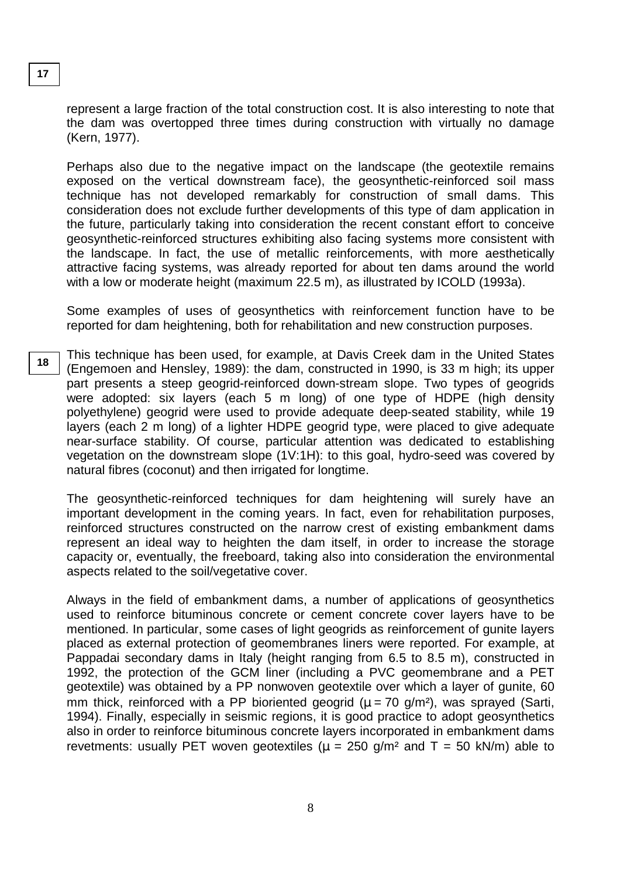represent a large fraction of the total construction cost. It is also interesting to note that the dam was overtopped three times during construction with virtually no damage (Kern, 1977).

Perhaps also due to the negative impact on the landscape (the geotextile remains exposed on the vertical downstream face), the geosynthetic-reinforced soil mass technique has not developed remarkably for construction of small dams. This consideration does not exclude further developments of this type of dam application in the future, particularly taking into consideration the recent constant effort to conceive geosynthetic-reinforced structures exhibiting also facing systems more consistent with the landscape. In fact, the use of metallic reinforcements, with more aesthetically attractive facing systems, was already reported for about ten dams around the world with a low or moderate height (maximum 22.5 m), as illustrated by ICOLD (1993a).

Some examples of uses of geosynthetics with reinforcement function have to be reported for dam heightening, both for rehabilitation and new construction purposes.

This technique has been used, for example, at Davis Creek dam in the United States (Engemoen and Hensley, 1989): the dam, constructed in 1990, is 33 m high; its upper part presents a steep geogrid-reinforced down-stream slope. Two types of geogrids were adopted: six layers (each 5 m long) of one type of HDPE (high density polyethylene) geogrid were used to provide adequate deep-seated stability, while 19 layers (each 2 m long) of a lighter HDPE geogrid type, were placed to give adequate near-surface stability. Of course, particular attention was dedicated to establishing vegetation on the downstream slope (1V:1H): to this goal, hydro-seed was covered by natural fibres (coconut) and then irrigated for longtime.

The geosynthetic-reinforced techniques for dam heightening will surely have an important development in the coming years. In fact, even for rehabilitation purposes, reinforced structures constructed on the narrow crest of existing embankment dams represent an ideal way to heighten the dam itself, in order to increase the storage capacity or, eventually, the freeboard, taking also into consideration the environmental aspects related to the soil/vegetative cover.

Always in the field of embankment dams, a number of applications of geosynthetics used to reinforce bituminous concrete or cement concrete cover layers have to be mentioned. In particular, some cases of light geogrids as reinforcement of gunite layers placed as external protection of geomembranes liners were reported. For example, at Pappadai secondary dams in Italy (height ranging from 6.5 to 8.5 m), constructed in 1992, the protection of the GCM liner (including a PVC geomembrane and a PET geotextile) was obtained by a PP nonwoven geotextile over which a layer of gunite, 60 mm thick, reinforced with a PP bioriented geogrid ($\mu = 70$ g/m²), was sprayed (Sarti, 1994). Finally, especially in seismic regions, it is good practice to adopt geosynthetics also in order to reinforce bituminous concrete layers incorporated in embankment dams revetments: usually PET woven geotextiles ($\mu = 250$ g/m² and $T = 50$ kN/m) able to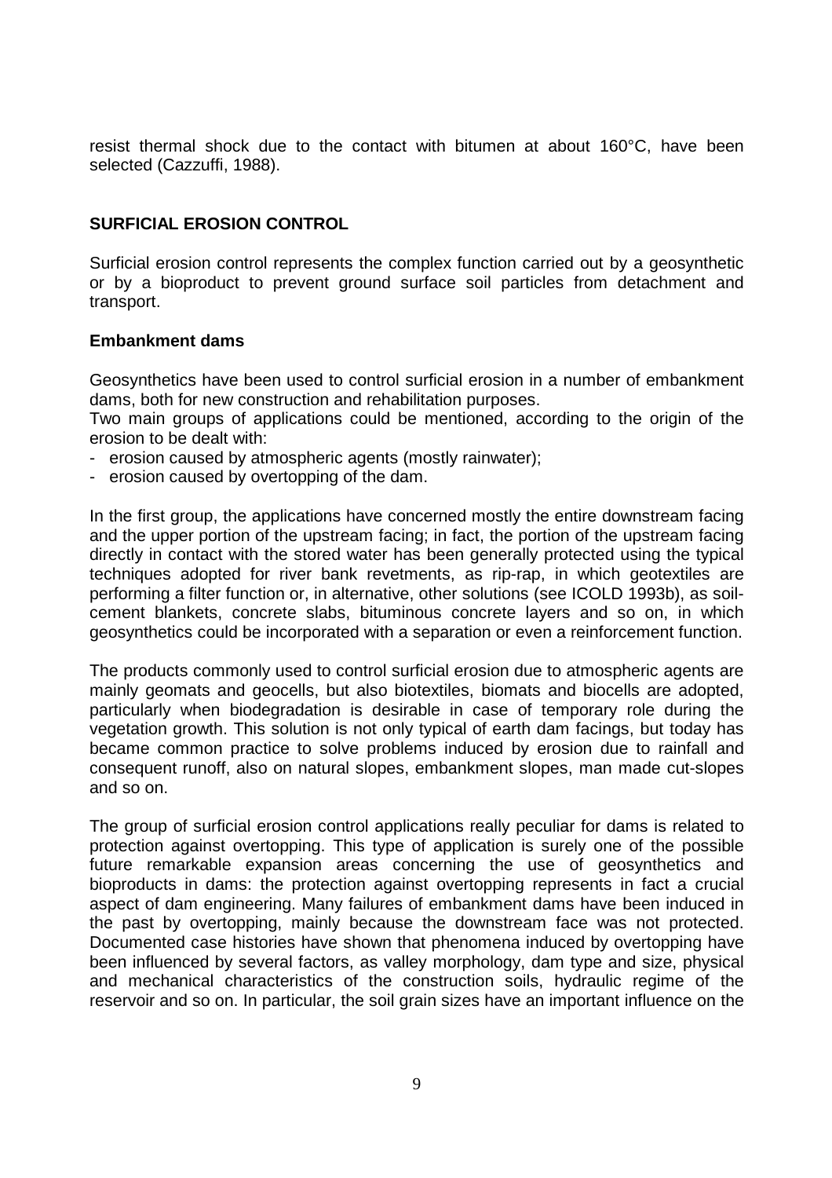resist thermal shock due to the contact with bitumen at about 160°C, have been selected (Cazzuffi, 1988).

## SURFICIAL EROSION CONTROL

Surficial erosion control represents the complex function carried out by a geosynthetic or by a bioproduct to prevent ground surface soil particles from detachment and transport.

### Embankment dams

Geosynthetics have been used to control surficial erosion in a number of embankment dams, both for new construction and rehabilitation purposes.
Two main groups of applications could be mentioned, according to the origin of the erosion to be dealt with:

- erosion caused by atmospheric agents (mostly rainwater);
- erosion caused by overtopping of the dam.

In the first group, the applications have concerned mostly the entire downstream facing and the upper portion of the upstream facing; in fact, the portion of the upstream facing directly in contact with the stored water has been generally protected using the typical techniques adopted for river bank revetments, as rip-rap, in which geotextiles are performing a filter function or, in alternative, other solutions (see ICOLD 1993b), as soil-cement blankets, concrete slabs, bituminous concrete layers and so on, in which geosynthetics could be incorporated with a separation or even a reinforcement function.

The products commonly used to control surficial erosion due to atmospheric agents are mainly geomats and geocells, but also biotextiles, biomats and biocells are adopted, particularly when biodegradation is desirable in case of temporary role during the vegetation growth. This solution is not only typical of earth dam facings, but today has became common practice to solve problems induced by erosion due to rainfall and consequent runoff, also on natural slopes, embankment slopes, man made cut-slopes and so on.

The group of surficial erosion control applications really peculiar for dams is related to protection against overtopping. This type of application is surely one of the possible future remarkable expansion areas concerning the use of geosynthetics and bioproducts in dams: the protection against overtopping represents in fact a crucial aspect of dam engineering. Many failures of embankment dams have been induced in the past by overtopping, mainly because the downstream face was not protected. Documented case histories have shown that phenomena induced by overtopping have been influenced by several factors, as valley morphology, dam type and size, physical and mechanical characteristics of the construction soils, hydraulic regime of the reservoir and so on. In particular, the soil grain sizes have an important influence on the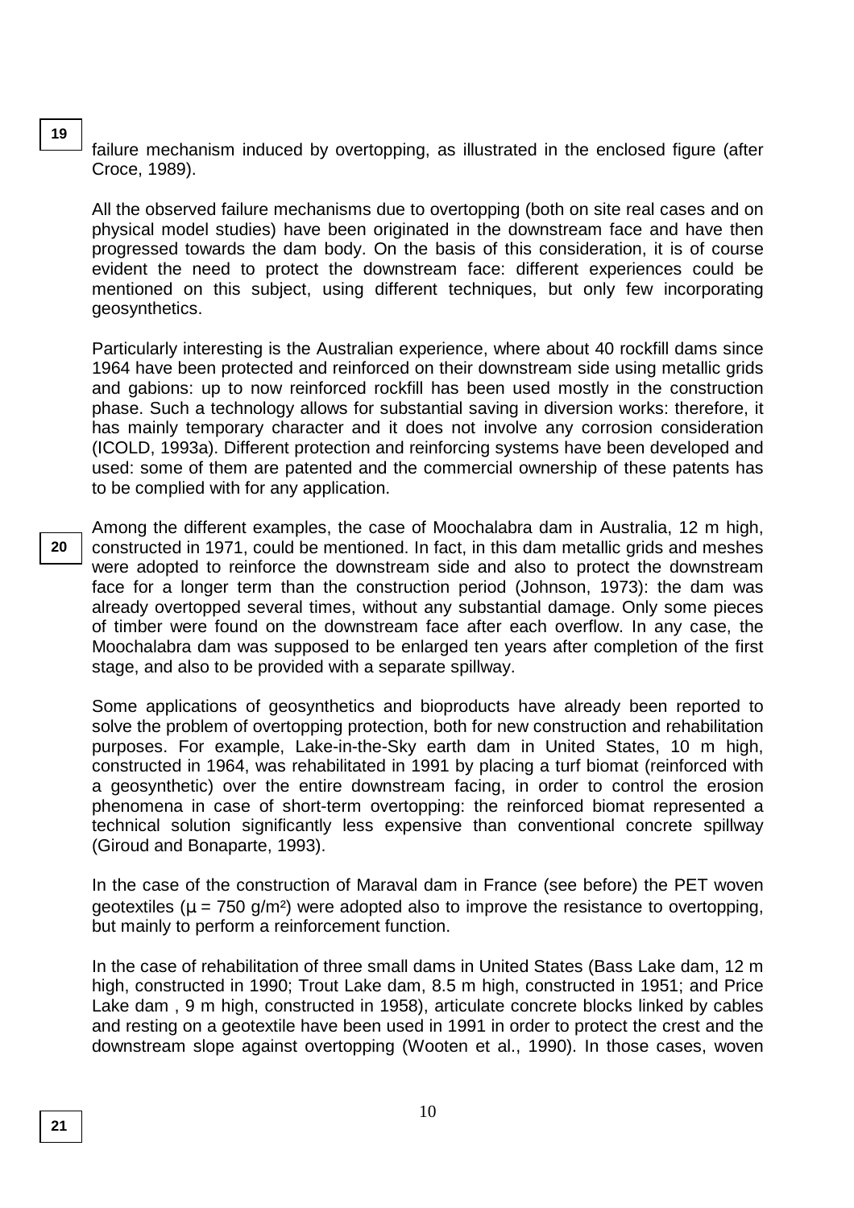failure mechanism induced by overtopping, as illustrated in the enclosed figure (after Croce, 1989).

All the observed failure mechanisms due to overtopping (both on site real cases and on physical model studies) have been originated in the downstream face and have then progressed towards the dam body. On the basis of this consideration, it is of course evident the need to protect the downstream face: different experiences could be mentioned on this subject, using different techniques, but only few incorporating geosynthetics.

Particularly interesting is the Australian experience, where about 40 rockfill dams since 1964 have been protected and reinforced on their downstream side using metallic grids and gabions: up to now reinforced rockfill has been used mostly in the construction phase. Such a technology allows for substantial saving in diversion works: therefore, it has mainly temporary character and it does not involve any corrosion consideration (ICOLD, 1993a). Different protection and reinforcing systems have been developed and used: some of them are patented and the commercial ownership of these patents has to be complied with for any application.

Among the different examples, the case of Moochalabra dam in Australia, 12 m high, constructed in 1971, could be mentioned. In fact, in this dam metallic grids and meshes were adopted to reinforce the downstream side and also to protect the downstream face for a longer term than the construction period (Johnson, 1973): the dam was already overtopped several times, without any substantial damage. Only some pieces of timber were found on the downstream face after each overflow. In any case, the Moochalabra dam was supposed to be enlarged ten years after completion of the first stage, and also to be provided with a separate spillway.

Some applications of geosynthetics and bioproducts have already been reported to solve the problem of overtopping protection, both for new construction and rehabilitation purposes. For example, Lake-in-the-Sky earth dam in United States, 10 m high, constructed in 1964, was rehabilitated in 1991 by placing a turf biomat (reinforced with a geosynthetic) over the entire downstream facing, in order to control the erosion phenomena in case of short-term overtopping: the reinforced biomat represented a technical solution significantly less expensive than conventional concrete spillway (Giroud and Bonaparte, 1993).

In the case of the construction of Maraval dam in France (see before) the PET woven geotextiles ($\mu$ = 750 g/m²) were adopted also to improve the resistance to overtopping, but mainly to perform a reinforcement function.

In the case of rehabilitation of three small dams in United States (Bass Lake dam, 12 m high, constructed in 1990; Trout Lake dam, 8.5 m high, constructed in 1951; and Price Lake dam , 9 m high, constructed in 1958), articulate concrete blocks linked by cables and resting on a geotextile have been used in 1991 in order to protect the crest and the downstream slope against overtopping (Wooten et al., 1990). In those cases, woven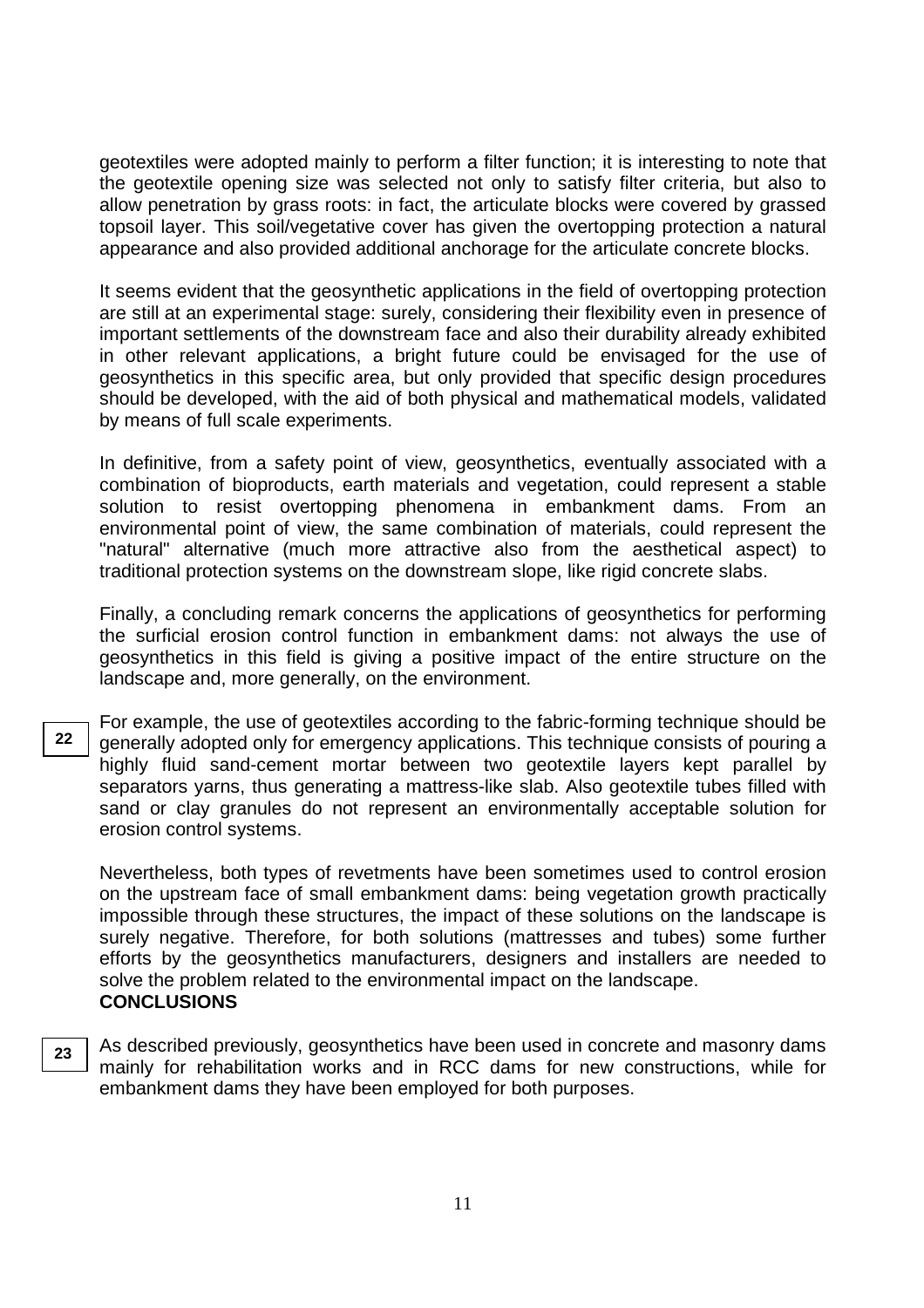geotextiles were adopted mainly to perform a filter function; it is interesting to note that the geotextile opening size was selected not only to satisfy filter criteria, but also to allow penetration by grass roots: in fact, the articulate blocks were covered by grassed topsoil layer. This soil/vegetative cover has given the overtopping protection a natural appearance and also provided additional anchorage for the articulate concrete blocks.

It seems evident that the geosynthetic applications in the field of overtopping protection are still at an experimental stage: surely, considering their flexibility even in presence of important settlements of the downstream face and also their durability already exhibited in other relevant applications, a bright future could be envisaged for the use of geosynthetics in this specific area, but only provided that specific design procedures should be developed, with the aid of both physical and mathematical models, validated by means of full scale experiments.

In definitive, from a safety point of view, geosynthetics, eventually associated with a combination of bioproducts, earth materials and vegetation, could represent a stable solution to resist overtopping phenomena in embankment dams. From an environmental point of view, the same combination of materials, could represent the "natural" alternative (much more attractive also from the aesthetical aspect) to traditional protection systems on the downstream slope, like rigid concrete slabs.

Finally, a concluding remark concerns the applications of geosynthetics for performing the surficial erosion control function in embankment dams: not always the use of geosynthetics in this field is giving a positive impact of the entire structure on the landscape and, more generally, on the environment.

22

For example, the use of geotextiles according to the fabric-forming technique should be generally adopted only for emergency applications. This technique consists of pouring a highly fluid sand-cement mortar between two geotextile layers kept parallel by separators yarns, thus generating a mattress-like slab. Also geotextile tubes filled with sand or clay granules do not represent an environmentally acceptable solution for erosion control systems.

Nevertheless, both types of revetments have been sometimes used to control erosion on the upstream face of small embankment dams: being vegetation growth practically impossible through these structures, the impact of these solutions on the landscape is surely negative. Therefore, for both solutions (mattresses and tubes) some further efforts by the geosynthetics manufacturers, designers and installers are needed to solve the problem related to the environmental impact on the landscape.

## CONCLUSIONS

23

As described previously, geosynthetics have been used in concrete and masonry dams mainly for rehabilitation works and in RCC dams for new constructions, while for embankment dams they have been employed for both purposes.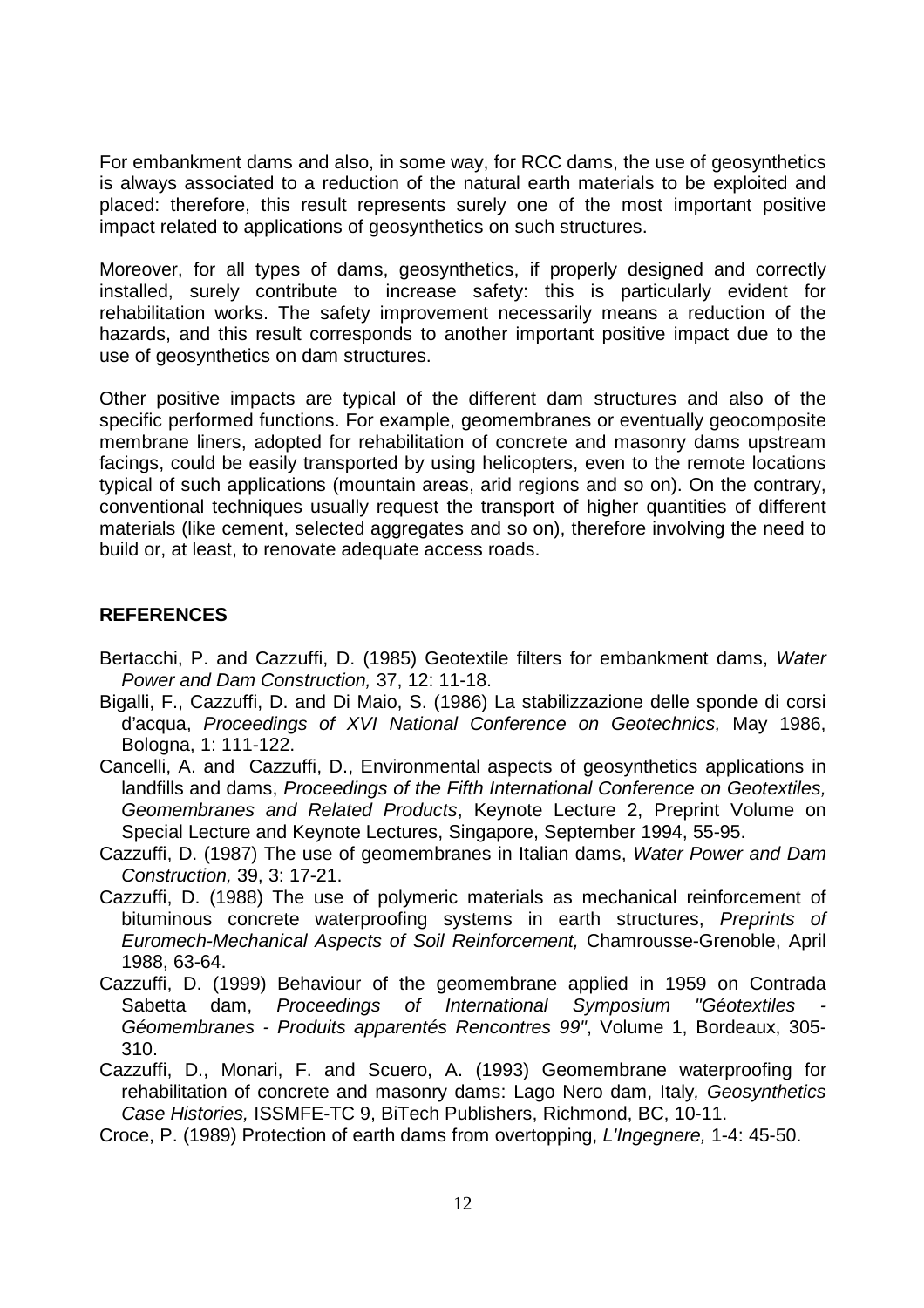For embankment dams and also, in some way, for RCC dams, the use of geosynthetics is always associated to a reduction of the natural earth materials to be exploited and placed: therefore, this result represents surely one of the most important positive impact related to applications of geosynthetics on such structures.

Moreover, for all types of dams, geosynthetics, if properly designed and correctly installed, surely contribute to increase safety: this is particularly evident for rehabilitation works. The safety improvement necessarily means a reduction of the hazards, and this result corresponds to another important positive impact due to the use of geosynthetics on dam structures.

Other positive impacts are typical of the different dam structures and also of the specific performed functions. For example, geomembranes or eventually geocomposite membrane liners, adopted for rehabilitation of concrete and masonry dams upstream facings, could be easily transported by using helicopters, even to the remote locations typical of such applications (mountain areas, arid regions and so on). On the contrary, conventional techniques usually request the transport of higher quantities of different materials (like cement, selected aggregates and so on), therefore involving the need to build or, at least, to renovate adequate access roads.

## REFERENCES

Bertacchi, P. and Cazzuffi, D. (1985) Geotextile filters for embankment dams, *Water Power and Dam Construction,* 37, 12: 11-18.

Bigalli, F., Cazzuffi, D. and Di Maio, S. (1986) La stabilizzazione delle sponde di corsi d'acqua, *Proceedings of XVI National Conference on Geotechnics,* May 1986, Bologna, 1: 111-122.

Cancelli, A. and Cazzuffi, D., Environmental aspects of geosynthetics applications in landfills and dams, *Proceedings of the Fifth International Conference on Geotextiles, Geomembranes and Related Products*, Keynote Lecture 2, Preprint Volume on Special Lecture and Keynote Lectures, Singapore, September 1994, 55-95.

Cazzuffi, D. (1987) The use of geomembranes in Italian dams, *Water Power and Dam Construction,* 39, 3: 17-21.

Cazzuffi, D. (1988) The use of polymeric materials as mechanical reinforcement of bituminous concrete waterproofing systems in earth structures, *Preprints of Euromech-Mechanical Aspects of Soil Reinforcement,* Chamrousse-Grenoble, April 1988, 63-64.

Cazzuffi, D. (1999) Behaviour of the geomembrane applied in 1959 on Contrada Sabetta dam, *Proceedings of International Symposium "Géotextiles - Géomembranes - Produits apparentés Rencontres 99"*, Volume 1, Bordeaux, 305-310.

Cazzuffi, D., Monari, F. and Scuero, A. (1993) Geomembrane waterproofing for rehabilitation of concrete and masonry dams: Lago Nero dam, Italy*, Geosynthetics Case Histories,* ISSMFE-TC 9, BiTech Publishers, Richmond, BC, 10-11.

Croce, P. (1989) Protection of earth dams from overtopping, *L'Ingegnere,* 1-4: 45-50.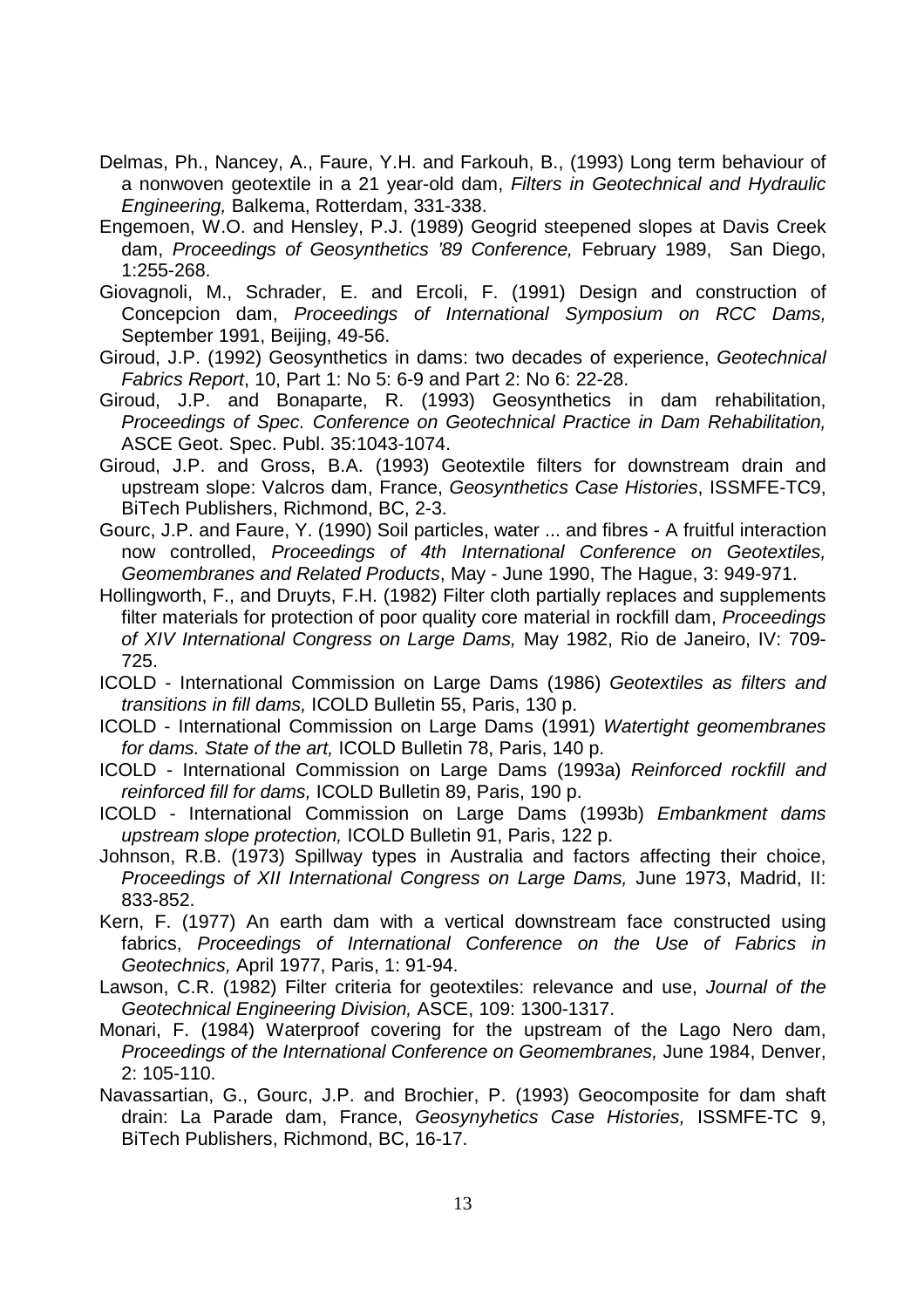Delmas, Ph., Nancey, A., Faure, Y.H. and Farkouh, B., (1993) Long term behaviour of a nonwoven geotextile in a 21 year-old dam, *Filters in Geotechnical and Hydraulic Engineering,* Balkema, Rotterdam, 331-338.

Engemoen, W.O. and Hensley, P.J. (1989) Geogrid steepened slopes at Davis Creek dam, *Proceedings of Geosynthetics '89 Conference,* February 1989, San Diego, 1:255-268.

Giovagnoli, M., Schrader, E. and Ercoli, F. (1991) Design and construction of Concepcion dam, *Proceedings of International Symposium on RCC Dams,* September 1991, Beijing, 49-56.

Giroud, J.P. (1992) Geosynthetics in dams: two decades of experience, *Geotechnical Fabrics Report*, 10, Part 1: No 5: 6-9 and Part 2: No 6: 22-28.

Giroud, J.P. and Bonaparte, R. (1993) Geosynthetics in dam rehabilitation, *Proceedings of Spec. Conference on Geotechnical Practice in Dam Rehabilitation,* ASCE Geot. Spec. Publ. 35:1043-1074.

Giroud, J.P. and Gross, B.A. (1993) Geotextile filters for downstream drain and upstream slope: Valcros dam, France, *Geosynthetics Case Histories*, ISSMFE-TC9, BiTech Publishers, Richmond, BC, 2-3.

Gourc, J.P. and Faure, Y. (1990) Soil particles, water ... and fibres - A fruitful interaction now controlled, *Proceedings of 4th International Conference on Geotextiles, Geomembranes and Related Products*, May - June 1990, The Hague, 3: 949-971.

Hollingworth, F., and Druyts, F.H. (1982) Filter cloth partially replaces and supplements filter materials for protection of poor quality core material in rockfill dam, *Proceedings of XIV International Congress on Large Dams,* May 1982, Rio de Janeiro, IV: 709-725.

ICOLD - International Commission on Large Dams (1986) *Geotextiles as filters and transitions in fill dams,* ICOLD Bulletin 55, Paris, 130 p.

ICOLD - International Commission on Large Dams (1991) *Watertight geomembranes for dams. State of the art,* ICOLD Bulletin 78, Paris, 140 p.

ICOLD - International Commission on Large Dams (1993a) *Reinforced rockfill and reinforced fill for dams,* ICOLD Bulletin 89, Paris, 190 p.

ICOLD - International Commission on Large Dams (1993b) *Embankment dams upstream slope protection,* ICOLD Bulletin 91, Paris, 122 p.

Johnson, R.B. (1973) Spillway types in Australia and factors affecting their choice, *Proceedings of XII International Congress on Large Dams,* June 1973, Madrid, II: 833-852.

Kern, F. (1977) An earth dam with a vertical downstream face constructed using fabrics, *Proceedings of International Conference on the Use of Fabrics in Geotechnics,* April 1977, Paris, 1: 91-94.

Lawson, C.R. (1982) Filter criteria for geotextiles: relevance and use, *Journal of the Geotechnical Engineering Division,* ASCE, 109: 1300-1317.

Monari, F. (1984) Waterproof covering for the upstream of the Lago Nero dam, *Proceedings of the International Conference on Geomembranes,* June 1984, Denver, 2: 105-110.

Navassartian, G., Gourc, J.P. and Brochier, P. (1993) Geocomposite for dam shaft drain: La Parade dam, France, *Geosynyhetics Case Histories,* ISSMFE-TC 9, BiTech Publishers, Richmond, BC, 16-17.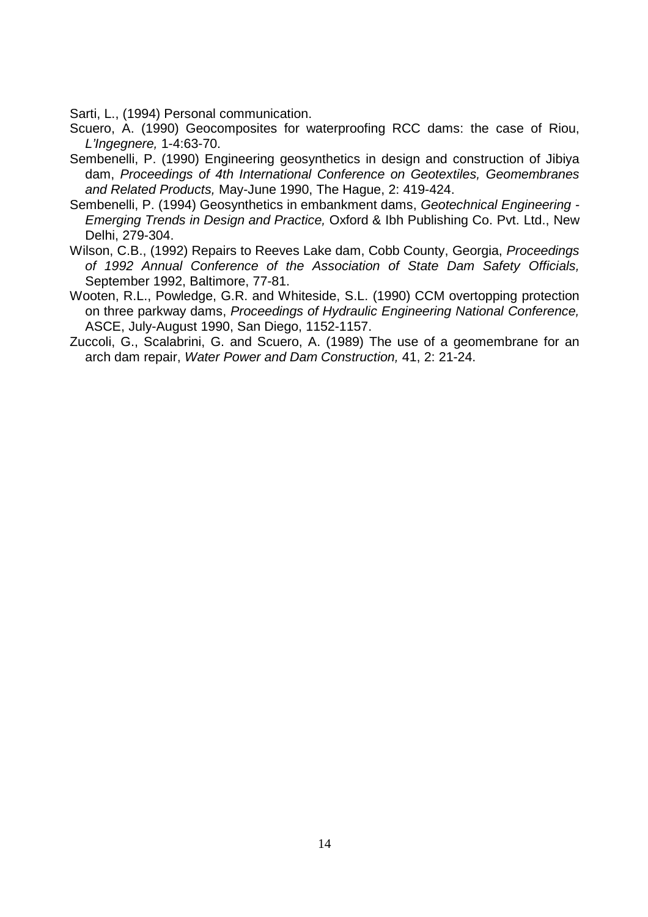Sarti, L., (1994) Personal communication.

Scuero, A. (1990) Geocomposites for waterproofing RCC dams: the case of Riou, *L'Ingegnere,* 1-4:63-70.

Sembenelli, P. (1990) Engineering geosynthetics in design and construction of Jibiya dam, *Proceedings of 4th International Conference on Geotextiles, Geomembranes and Related Products,* May-June 1990, The Hague, 2: 419-424.

Sembenelli, P. (1994) Geosynthetics in embankment dams, *Geotechnical Engineering - Emerging Trends in Design and Practice,* Oxford & Ibh Publishing Co. Pvt. Ltd., New Delhi, 279-304.

Wilson, C.B., (1992) Repairs to Reeves Lake dam, Cobb County, Georgia, *Proceedings of 1992 Annual Conference of the Association of State Dam Safety Officials,* September 1992, Baltimore, 77-81.

Wooten, R.L., Powledge, G.R. and Whiteside, S.L. (1990) CCM overtopping protection on three parkway dams, *Proceedings of Hydraulic Engineering National Conference,* ASCE, July-August 1990, San Diego, 1152-1157.

Zuccoli, G., Scalabrini, G. and Scuero, A. (1989) The use of a geomembrane for an arch dam repair, *Water Power and Dam Construction,* 41, 2: 21-24.